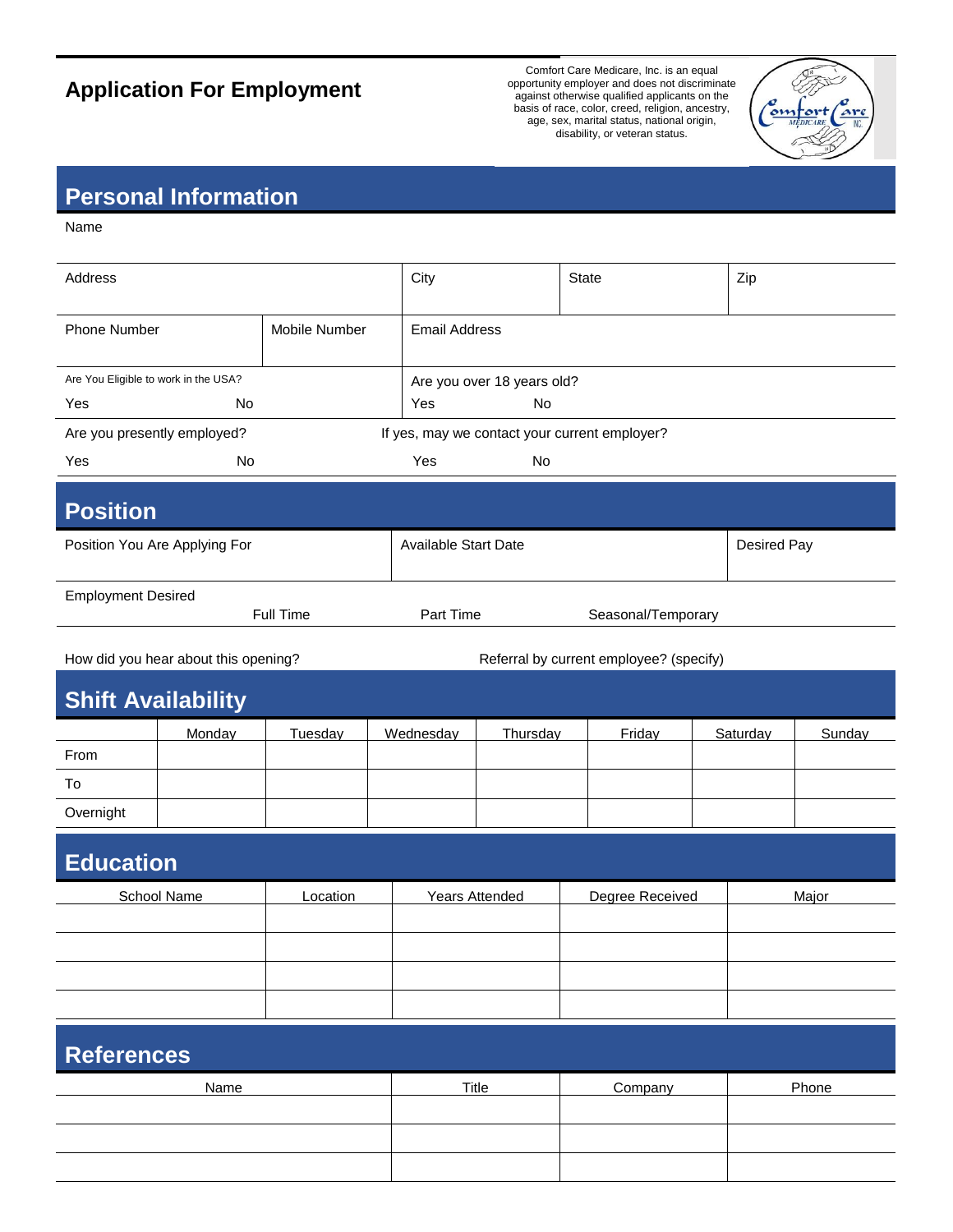# Application For Employment

Comfort Care Medicare, Inc. is an equal opportunity employer and does not discriminate against otherwise qualified applicants on the basis of race, color, creed, religion, ancestry, age, sex, marital status, national origin, disability, or veteran status.

## Personal Information

Name

| Address | City | State | Zip |
|---|---|---|---|
| | | | |

| Phone Number | Mobile Number | Email Address |
|---|---|---|
| | | |

| Are You Eligible to work in the USA? | Are you over 18 years old? |
|---|---|
| Yes No | Yes No |

| Are you presently employed? | If yes, may we contact your current employer? |
|---|---|
| Yes No | Yes No |

## Position

| Position You Are Applying For | Available Start Date | Desired Pay |
|---|---|---|
| | | |

Employment Desired

Full Time Part Time Seasonal/Temporary

How did you hear about this opening?

Referral by current employee? (specify)

## Shift Availability

| | Monday | Tuesday | Wednesday | Thursday | Friday | Saturday | Sunday |
|---|---|---|---|---|---|---|---|
| From | | | | | | | |
| To | | | | | | | |
| Overnight | | | | | | | |

## Education

| School Name | Location | Years Attended | Degree Received | Major |
|---|---|---|---|---|
| | | | | |
| | | | | |
| | | | | |
| | | | | |

## References

| Name | Title | Company | Phone |
|---|---|---|---|
| | | | |
| | | | |
| | | | |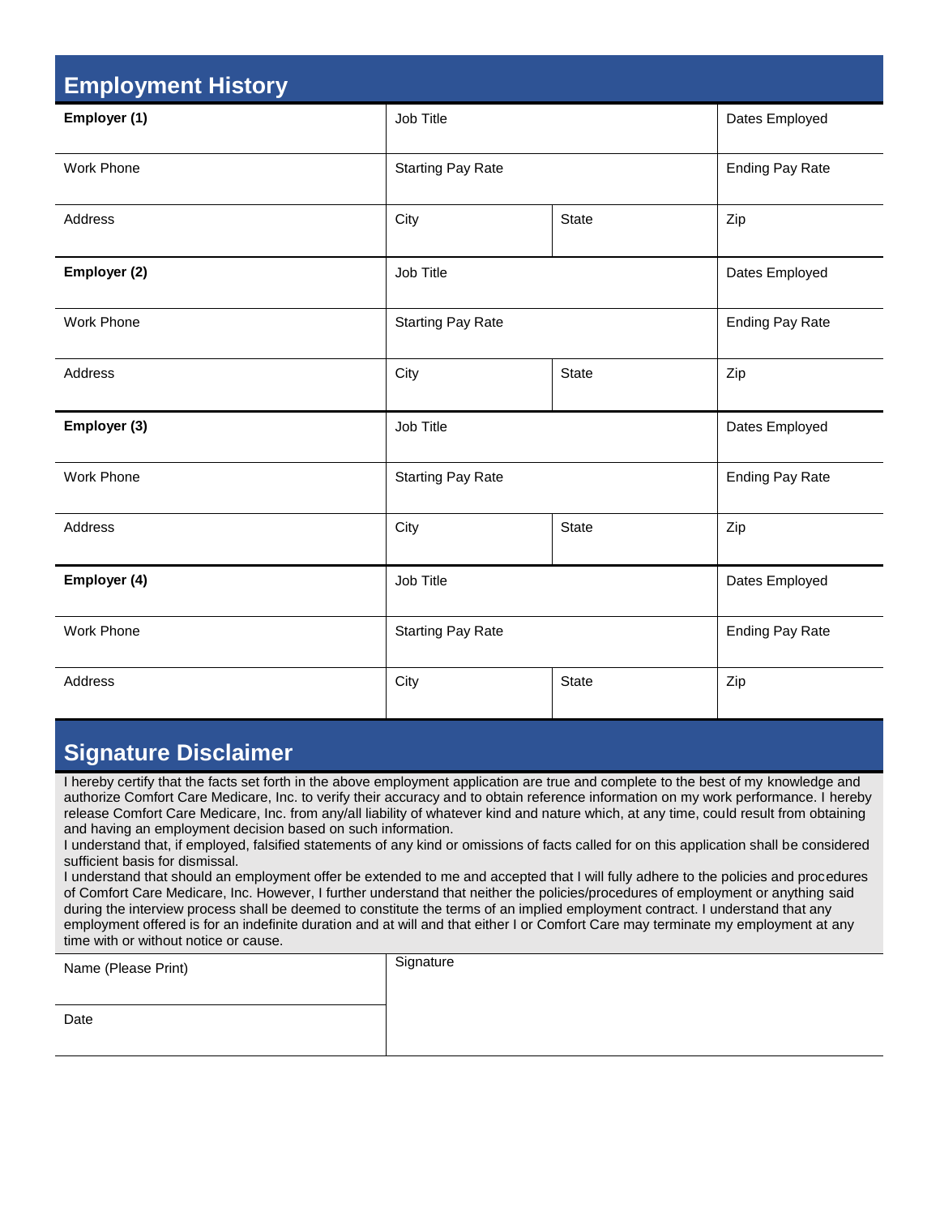## Employment History

| **Employer (1)** | Job Title | | Dates Employed |
|---|---|---|---|
| Work Phone | Starting Pay Rate | | Ending Pay Rate |
| Address | City | State | Zip |
| **Employer (2)** | Job Title | | Dates Employed |
| Work Phone | Starting Pay Rate | | Ending Pay Rate |
| Address | City | State | Zip |
| **Employer (3)** | Job Title | | Dates Employed |
| Work Phone | Starting Pay Rate | | Ending Pay Rate |
| Address | City | State | Zip |
| **Employer (4)** | Job Title | | Dates Employed |
| Work Phone | Starting Pay Rate | | Ending Pay Rate |
| Address | City | State | Zip |

## Signature Disclaimer

I hereby certify that the facts set forth in the above employment application are true and complete to the best of my knowledge and authorize Comfort Care Medicare, Inc. to verify their accuracy and to obtain reference information on my work performance. I hereby release Comfort Care Medicare, Inc. from any/all liability of whatever kind and nature which, at any time, could result from obtaining and having an employment decision based on such information.

I understand that, if employed, falsified statements of any kind or omissions of facts called for on this application shall be considered sufficient basis for dismissal.

I understand that should an employment offer be extended to me and accepted that I will fully adhere to the policies and procedures of Comfort Care Medicare, Inc. However, I further understand that neither the policies/procedures of employment or anything said during the interview process shall be deemed to constitute the terms of an implied employment contract. I understand that any employment offered is for an indefinite duration and at will and that either I or Comfort Care may terminate my employment at any time with or without notice or cause.

| Name (Please Print) | Signature |
|---|---|
| Date | |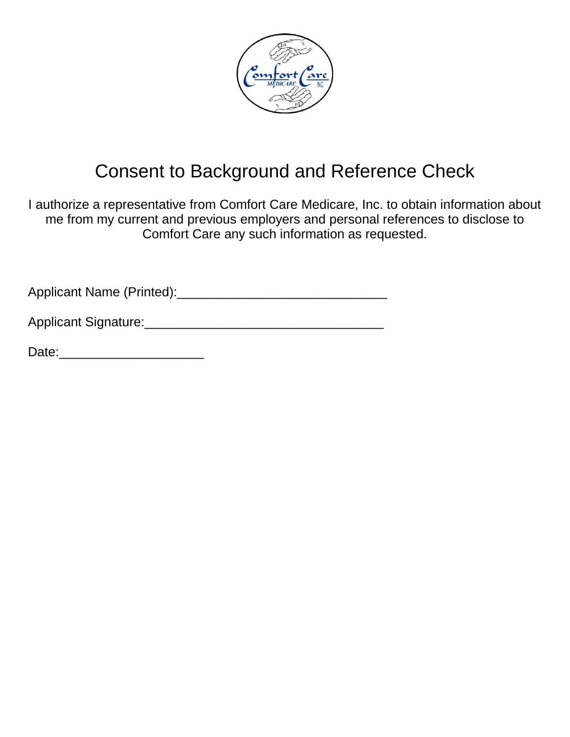# Consent to Background and Reference Check

I authorize a representative from Comfort Care Medicare, Inc. to obtain information about me from my current and previous employers and personal references to disclose to Comfort Care any such information as requested.

Applicant Name (Printed):_____________________________

Applicant Signature:_________________________________

Date:____________________